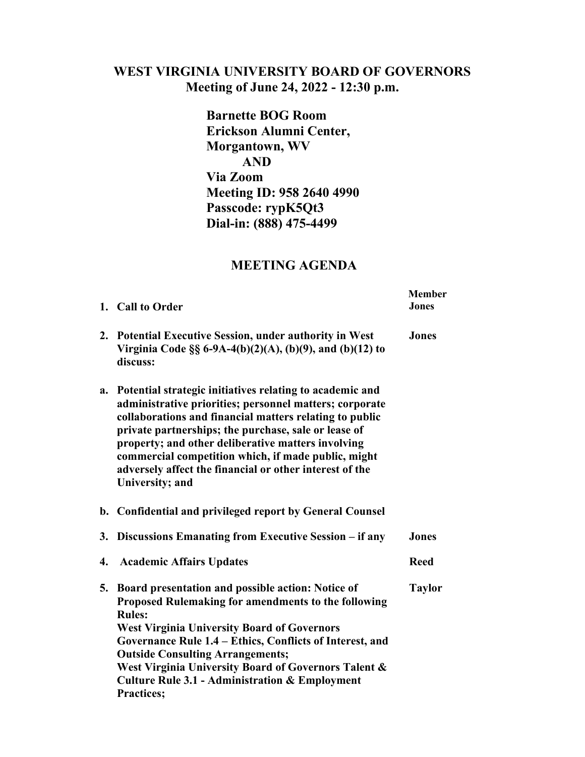# WEST VIRGINIA UNIVERSITY BOARD OF GOVERNORS

## Meeting of June 24, 2022 - 12:30 p.m.

**Barnette BOG Room**
**Erickson Alumni Center,**
**Morgantown, WV**
**AND**
**Via Zoom**
**Meeting ID: 958 2640 4990**
**Passcode: rypK5Qt3**
**Dial-in: (888) 475-4499**

## MEETING AGENDA

| | | Member |
|---|---|---|
| 1. | **Call to Order** | **Jones** |
| 2. | **Potential Executive Session, under authority in West Virginia Code §§ 6-9A-4(b)(2)(A), (b)(9), and (b)(12) to discuss:** | **Jones** |
| a. | **Potential strategic initiatives relating to academic and administrative priorities; personnel matters; corporate collaborations and financial matters relating to public private partnerships; the purchase, sale or lease of property; and other deliberative matters involving commercial competition which, if made public, might adversely affect the financial or other interest of the University; and** | |
| b. | **Confidential and privileged report by General Counsel** | |
| 3. | **Discussions Emanating from Executive Session – if any** | **Jones** |
| 4. | **Academic Affairs Updates** | **Reed** |
| 5. | **Board presentation and possible action: Notice of Proposed Rulemaking for amendments to the following Rules:** **West Virginia University Board of Governors Governance Rule 1.4 – Ethics, Conflicts of Interest, and Outside Consulting Arrangements;** **West Virginia University Board of Governors Talent & Culture Rule 3.1 - Administration & Employment Practices;** | **Taylor** |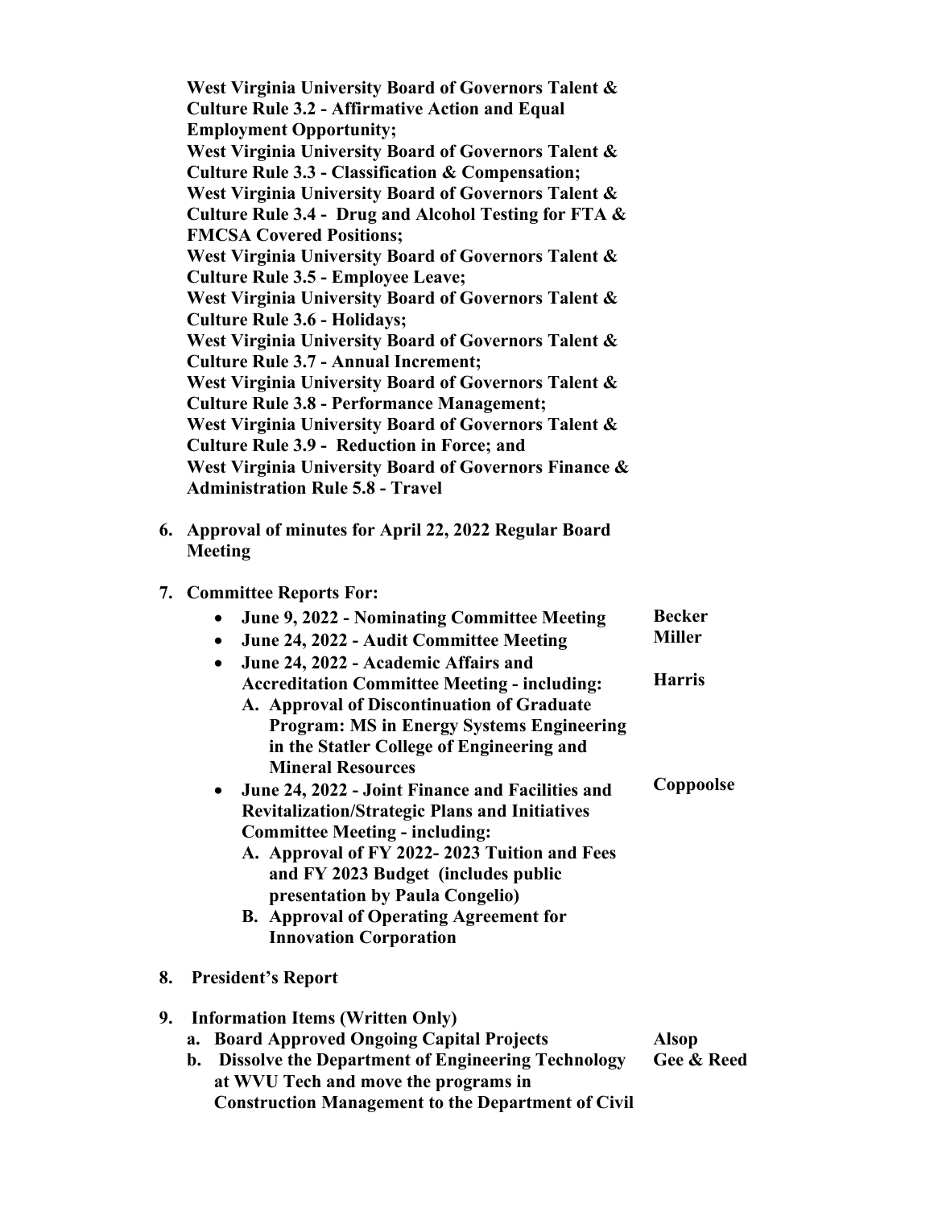**West Virginia University Board of Governors Talent & Culture Rule 3.2 - Affirmative Action and Equal Employment Opportunity;**
**West Virginia University Board of Governors Talent & Culture Rule 3.3 - Classification & Compensation;**
**West Virginia University Board of Governors Talent & Culture Rule 3.4 - Drug and Alcohol Testing for FTA & FMCSA Covered Positions;**
**West Virginia University Board of Governors Talent & Culture Rule 3.5 - Employee Leave;**
**West Virginia University Board of Governors Talent & Culture Rule 3.6 - Holidays;**
**West Virginia University Board of Governors Talent & Culture Rule 3.7 - Annual Increment;**
**West Virginia University Board of Governors Talent & Culture Rule 3.8 - Performance Management;**
**West Virginia University Board of Governors Talent & Culture Rule 3.9 - Reduction in Force; and**
**West Virginia University Board of Governors Finance & Administration Rule 5.8 - Travel**

6. **Approval of minutes for April 22, 2022 Regular Board Meeting**

7. **Committee Reports For:**
   - **June 9, 2022 - Nominating Committee Meeting** — **Becker**
   - **June 24, 2022 - Audit Committee Meeting** — **Miller**
   - **June 24, 2022 - Academic Affairs and Accreditation Committee Meeting - including:** — **Harris**
     - **A. Approval of Discontinuation of Graduate Program: MS in Energy Systems Engineering in the Statler College of Engineering and Mineral Resources**
   - **June 24, 2022 - Joint Finance and Facilities and Revitalization/Strategic Plans and Initiatives Committee Meeting - including:** — **Coppoolse**
     - **A. Approval of FY 2022- 2023 Tuition and Fees and FY 2023 Budget (includes public presentation by Paula Congelio)**
     - **B. Approval of Operating Agreement for Innovation Corporation**

8. **President's Report**

9. **Information Items (Written Only)**
   - **a. Board Approved Ongoing Capital Projects** — **Alsop**
   - **b. Dissolve the Department of Engineering Technology at WVU Tech and move the programs in Construction Management to the Department of Civil** — **Gee & Reed**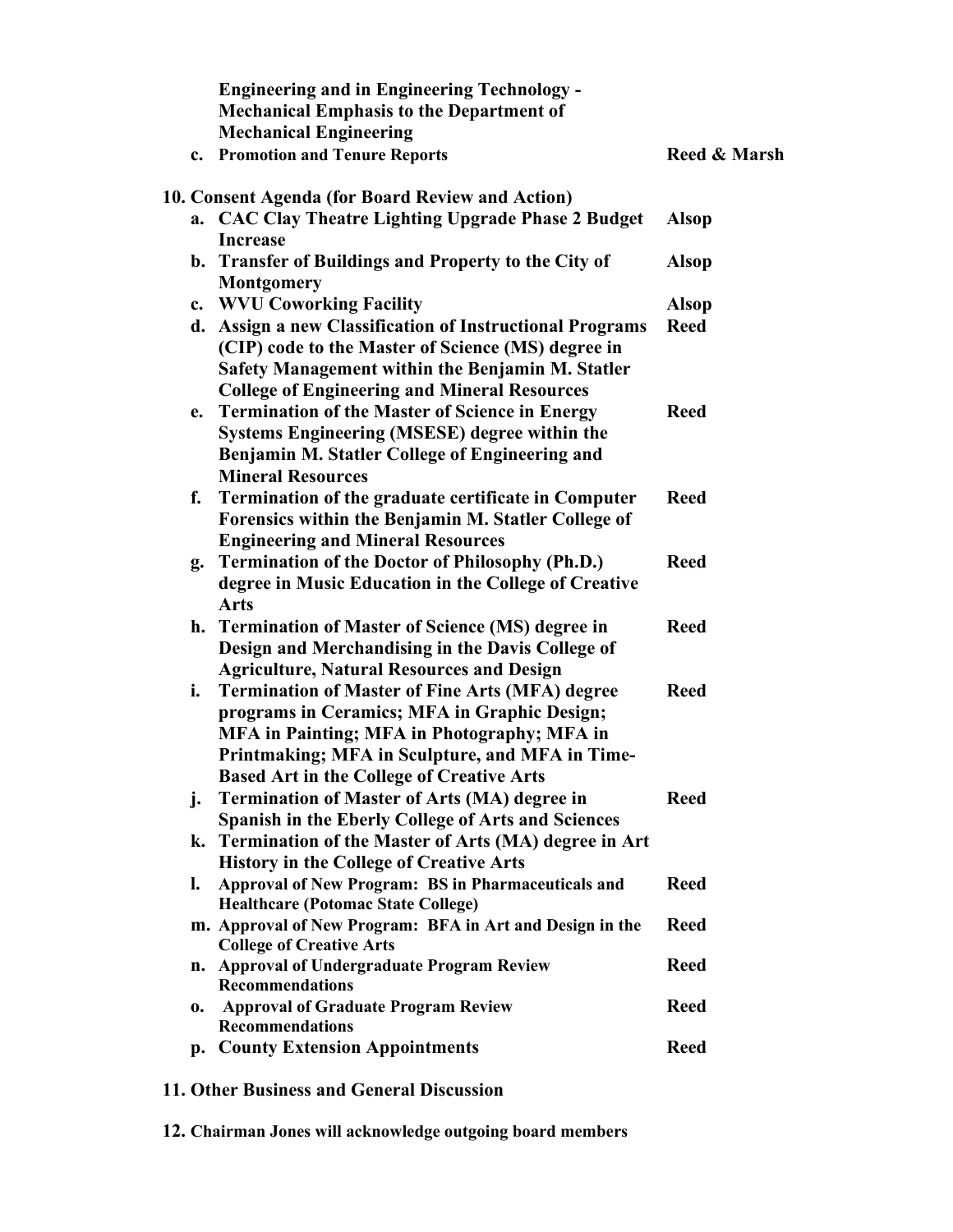**Engineering and in Engineering Technology - Mechanical Emphasis to the Department of Mechanical Engineering**

c. **Promotion and Tenure Reports** — **Reed & Marsh**

**10. Consent Agenda (for Board Review and Action)**

a. **CAC Clay Theatre Lighting Upgrade Phase 2 Budget Increase** — **Alsop**

b. **Transfer of Buildings and Property to the City of Montgomery** — **Alsop**

c. **WVU Coworking Facility** — **Alsop**

d. **Assign a new Classification of Instructional Programs (CIP) code to the Master of Science (MS) degree in Safety Management within the Benjamin M. Statler College of Engineering and Mineral Resources** — **Reed**

e. **Termination of the Master of Science in Energy Systems Engineering (MSESE) degree within the Benjamin M. Statler College of Engineering and Mineral Resources** — **Reed**

f. **Termination of the graduate certificate in Computer Forensics within the Benjamin M. Statler College of Engineering and Mineral Resources** — **Reed**

g. **Termination of the Doctor of Philosophy (Ph.D.) degree in Music Education in the College of Creative Arts** — **Reed**

h. **Termination of Master of Science (MS) degree in Design and Merchandising in the Davis College of Agriculture, Natural Resources and Design** — **Reed**

i. **Termination of Master of Fine Arts (MFA) degree programs in Ceramics; MFA in Graphic Design; MFA in Painting; MFA in Photography; MFA in Printmaking; MFA in Sculpture, and MFA in Time-Based Art in the College of Creative Arts** — **Reed**

j. **Termination of Master of Arts (MA) degree in Spanish in the Eberly College of Arts and Sciences** — **Reed**

k. **Termination of the Master of Arts (MA) degree in Art History in the College of Creative Arts**

l. **Approval of New Program: BS in Pharmaceuticals and Healthcare (Potomac State College)** — **Reed**

m. **Approval of New Program: BFA in Art and Design in the College of Creative Arts** — **Reed**

n. **Approval of Undergraduate Program Review Recommendations** — **Reed**

o. **Approval of Graduate Program Review Recommendations** — **Reed**

p. **County Extension Appointments** — **Reed**

**11. Other Business and General Discussion**

**12. Chairman Jones will acknowledge outgoing board members**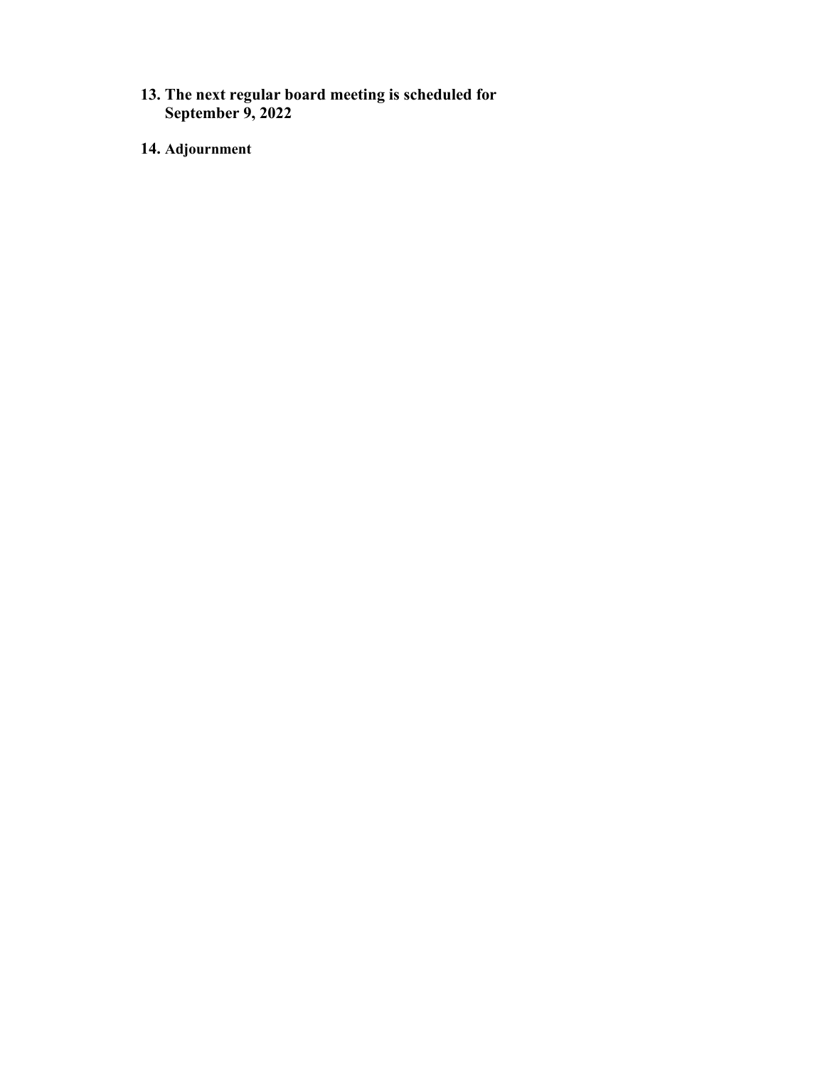13. **The next regular board meeting is scheduled for September 9, 2022**

14. **Adjournment**